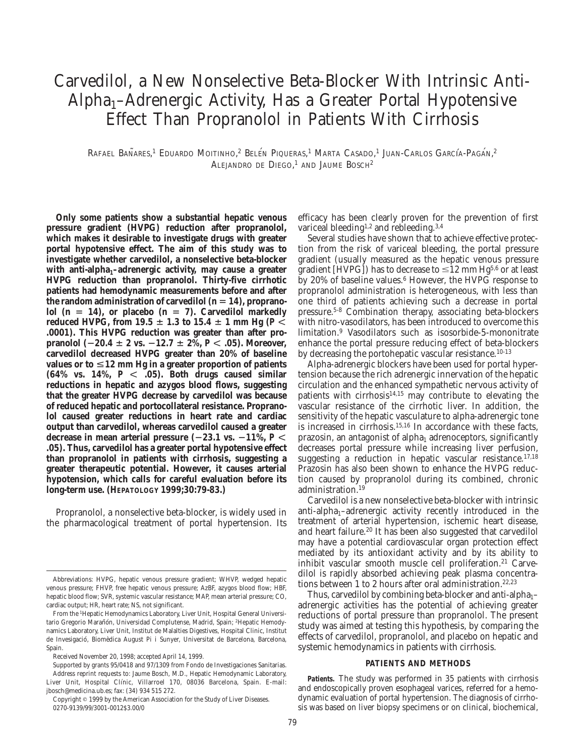# Carvedilol, a New Nonselective Beta-Blocker With Intrinsic Anti-Alpha$_1$–Adrenergic Activity, Has a Greater Portal Hypotensive Effect Than Propranolol in Patients With Cirrhosis

Rafael Bañares,[1] Eduardo Moitinho,[2] Belén Piqueras,[1] Marta Casado,[1] Juan-Carlos García-Pagán,[2] Alejandro de Diego,[1] and Jaume Bosch[2]

**Only some patients show a substantial hepatic venous pressure gradient (HVPG) reduction after propranolol, which makes it desirable to investigate drugs with greater portal hypotensive effect. The aim of this study was to investigate whether carvedilol, a nonselective beta-blocker with anti-alpha$_1$–adrenergic activity, may cause a greater HVPG reduction than propranolol. Thirty-five cirrhotic patients had hemodynamic measurements before and after the random administration of carvedilol ($n = 14$), propranolol ($n = 14$), or placebo ($n = 7$). Carvedilol markedly reduced HVPG, from $19.5 \pm 1.3$ to $15.4 \pm 1$ mm Hg ($P < .0001$). This HVPG reduction was greater than after propranolol ($-20.4 \pm 2$ vs. $-12.7 \pm 2\%$, $P < .05$). Moreover, carvedilol decreased HVPG greater than 20% of baseline values or to $\leq 12$ mm Hg in a greater proportion of patients (64% vs. 14%, $P < .05$). Both drugs caused similar reductions in hepatic and azygos blood flows, suggesting that the greater HVPG decrease by carvedilol was because of reduced hepatic and portocollateral resistance. Propranolol caused greater reductions in heart rate and cardiac output than carvedilol, whereas carvedilol caused a greater decrease in mean arterial pressure ($-23.1$ vs. $-11\%$, $P < .05$). Thus, carvedilol has a greater portal hypotensive effect than propranolol in patients with cirrhosis, suggesting a greater therapeutic potential. However, it causes arterial hypotension, which calls for careful evaluation before its long-term use. (Hepatology 1999;30:79-83.)**

Propranolol, a nonselective beta-blocker, is widely used in the pharmacological treatment of portal hypertension. Its efficacy has been clearly proven for the prevention of first variceal bleeding[1,2] and rebleeding.[3,4]

Several studies have shown that to achieve effective protection from the risk of variceal bleeding, the portal pressure gradient (usually measured as the hepatic venous pressure gradient [HVPG]) has to decrease to $\leq 12$ mm Hg[5,6] or at least by 20% of baseline values.[6] However, the HVPG response to propranolol administration is heterogeneous, with less than one third of patients achieving such a decrease in portal pressure.[5-8] Combination therapy, associating beta-blockers with nitro-vasodilators, has been introduced to overcome this limitation.[9] Vasodilators such as isosorbide-5-mononitrate enhance the portal pressure reducing effect of beta-blockers by decreasing the portohepatic vascular resistance.[10-13]

Alpha-adrenergic blockers have been used for portal hypertension because the rich adrenergic innervation of the hepatic circulation and the enhanced sympathetic nervous activity of patients with cirrhosis[14,15] may contribute to elevating the vascular resistance of the cirrhotic liver. In addition, the sensitivity of the hepatic vasculature to alpha-adrenergic tone is increased in cirrhosis.[15,16] In accordance with these facts, prazosin, an antagonist of alpha$_1$ adrenoceptors, significantly decreases portal pressure while increasing liver perfusion, suggesting a reduction in hepatic vascular resistance.[17,18] Prazosin has also been shown to enhance the HVPG reduction caused by propranolol during its combined, chronic administration.[19]

Carvedilol is a new nonselective beta-blocker with intrinsic anti-alpha$_1$–adrenergic activity recently introduced in the treatment of arterial hypertension, ischemic heart disease, and heart failure.[20] It has been also suggested that carvedilol may have a potential cardiovascular organ protection effect mediated by its antioxidant activity and by its ability to inhibit vascular smooth muscle cell proliferation.[21] Carvedilol is rapidly absorbed achieving peak plasma concentrations between 1 to 2 hours after oral administration.[22,23]

Thus, carvedilol by combining beta-blocker and anti-alpha$_1$–adrenergic activities has the potential of achieving greater reductions of portal pressure than propranolol. The present study was aimed at testing this hypothesis, by comparing the effects of carvedilol, propranolol, and placebo on hepatic and systemic hemodynamics in patients with cirrhosis.

## PATIENTS AND METHODS

***Patients.*** The study was performed in 35 patients with cirrhosis and endoscopically proven esophageal varices, referred for a hemodynamic evaluation of portal hypertension. The diagnosis of cirrhosis was based on liver biopsy specimens or on clinical, biochemical,

---

Abbreviations: HVPG, hepatic venous pressure gradient; WHVP, wedged hepatic venous pressure; FHVP, free hepatic venous pressure; AzBF, azygos blood flow; HBF, hepatic blood flow; SVR, systemic vascular resistance; MAP, mean arterial pressure; CO, cardiac output; HR, heart rate; NS, not significant.

From the [1]Hepatic Hemodynamics Laboratory, Liver Unit, Hospital General Universitario Gregorio Marañón, Universidad Complutense, Madrid, Spain; [2]Hepatic Hemodynamics Laboratory, Liver Unit, Institut de Malalties Digestives, Hospital Clinic, Institut de Invesigació, Biomèdica August Pi i Sunyer, Universitat de Barcelona, Barcelona, Spain.

Received November 20, 1998; accepted April 14, 1999.

Supported by grants 95/0418 and 97/1309 from Fondo de Investigaciones Sanitarias.

Address reprint requests to: Jaume Bosch, M.D., Hepatic Hemodynamic Laboratory, Liver Unit, Hospital Clínic, Villarroel 170, 08036 Barcelona, Spain. E-mail: jbosch@medicina.ub.es; fax: (34) 934 515 272.

Copyright © 1999 by the American Association for the Study of Liver Diseases.
0270-9139/99/3001-0012$3.00/0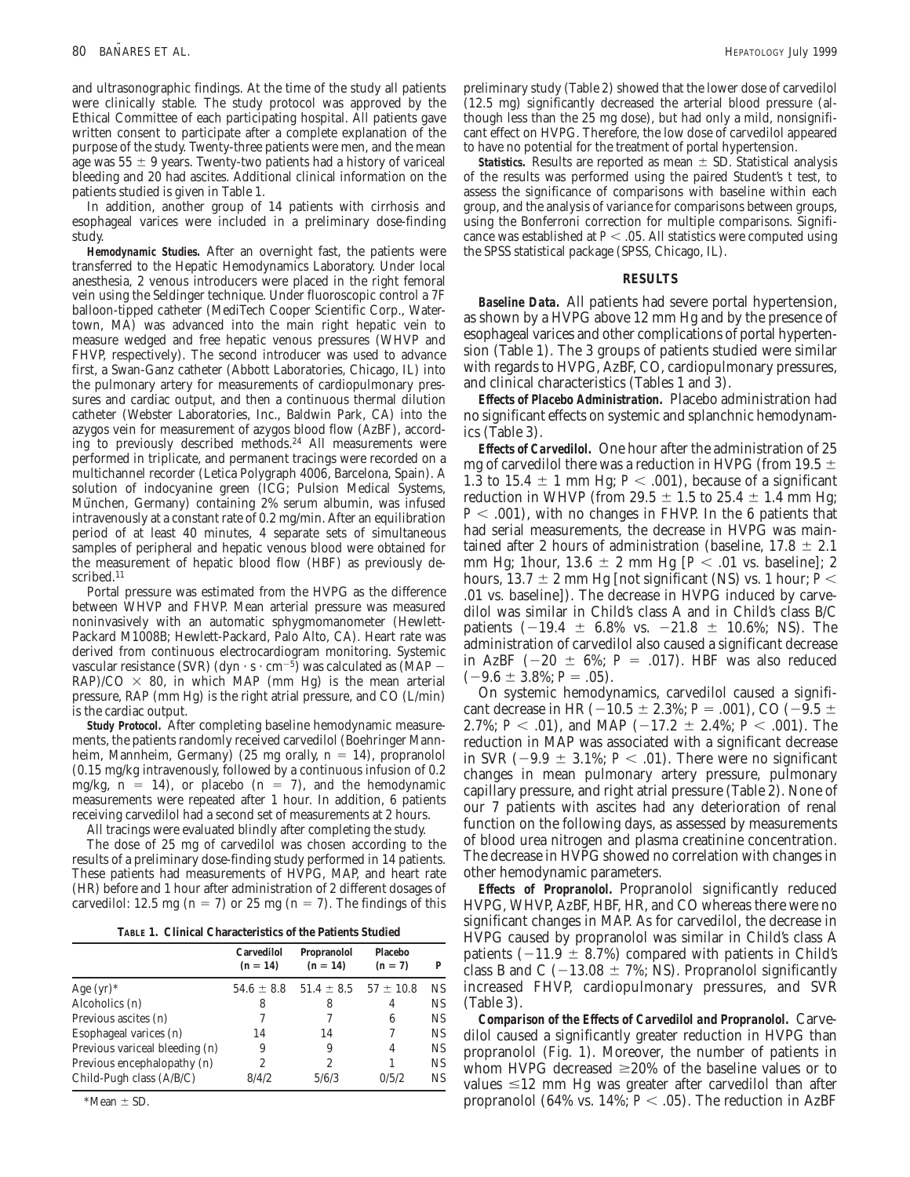and ultrasonographic findings. At the time of the study all patients were clinically stable. The study protocol was approved by the Ethical Committee of each participating hospital. All patients gave written consent to participate after a complete explanation of the purpose of the study. Twenty-three patients were men, and the mean age was 55 ± 9 years. Twenty-two patients had a history of variceal bleeding and 20 had ascites. Additional clinical information on the patients studied is given in Table 1.

In addition, another group of 14 patients with cirrhosis and esophageal varices were included in a preliminary dose-finding study.

***Hemodynamic Studies.*** After an overnight fast, the patients were transferred to the Hepatic Hemodynamics Laboratory. Under local anesthesia, 2 venous introducers were placed in the right femoral vein using the Seldinger technique. Under fluoroscopic control a 7F balloon-tipped catheter (MediTech Cooper Scientific Corp., Watertown, MA) was advanced into the main right hepatic vein to measure wedged and free hepatic venous pressures (WHVP and FHVP, respectively). The second introducer was used to advance first, a Swan-Ganz catheter (Abbott Laboratories, Chicago, IL) into the pulmonary artery for measurements of cardiopulmonary pressures and cardiac output, and then a continuous thermal dilution catheter (Webster Laboratories, Inc., Baldwin Park, CA) into the azygos vein for measurement of azygos blood flow (AzBF), according to previously described methods.[24] All measurements were performed in triplicate, and permanent tracings were recorded on a multichannel recorder (Letica Polygraph 4006, Barcelona, Spain). A solution of indocyanine green (ICG; Pulsion Medical Systems, München, Germany) containing 2% serum albumin, was infused intravenously at a constant rate of 0.2 mg/min. After an equilibration period of at least 40 minutes, 4 separate sets of simultaneous samples of peripheral and hepatic venous blood were obtained for the measurement of hepatic blood flow (HBF) as previously described.[11]

Portal pressure was estimated from the HVPG as the difference between WHVP and FHVP. Mean arterial pressure was measured noninvasively with an automatic sphygmomanometer (Hewlett-Packard M1008B; Hewlett-Packard, Palo Alto, CA). Heart rate was derived from continuous electrocardiogram monitoring. Systemic vascular resistance (SVR) (dyn · s · $cm^{-5}$) was calculated as (MAP − RAP)/CO × 80, in which MAP (mm Hg) is the mean arterial pressure, RAP (mm Hg) is the right atrial pressure, and CO (L/min) is the cardiac output.

***Study Protocol.*** After completing baseline hemodynamic measurements, the patients randomly received carvedilol (Boehringer Mannheim, Mannheim, Germany) (25 mg orally, $n = 14$), propranolol (0.15 mg/kg intravenously, followed by a continuous infusion of 0.2 mg/kg, $n = 14$), or placebo ($n = 7$), and the hemodynamic measurements were repeated after 1 hour. In addition, 6 patients receiving carvedilol had a second set of measurements at 2 hours.

All tracings were evaluated blindly after completing the study.

The dose of 25 mg of carvedilol was chosen according to the results of a preliminary dose-finding study performed in 14 patients. These patients had measurements of HVPG, MAP, and heart rate (HR) before and 1 hour after administration of 2 different dosages of carvedilol: 12.5 mg ($n = 7$) or 25 mg ($n = 7$). The findings of this preliminary study (Table 2) showed that the lower dose of carvedilol (12.5 mg) significantly decreased the arterial blood pressure (although less than the 25 mg dose), but had only a mild, nonsignificant effect on HVPG. Therefore, the low dose of carvedilol appeared to have no potential for the treatment of portal hypertension.

***Statistics.*** Results are reported as mean ± SD. Statistical analysis of the results was performed using the paired Student's *t* test, to assess the significance of comparisons with baseline within each group, and the analysis of variance for comparisons between groups, using the Bonferroni correction for multiple comparisons. Significance was established at $P < .05$. All statistics were computed using the SPSS statistical package (SPSS, Chicago, IL).

**TABLE 1. Clinical Characteristics of the Patients Studied**

| | Carvedilol (n = 14) | Propranolol (n = 14) | Placebo (n = 7) | P |
|---|---|---|---|---|
| Age (yr)* | 54.6 ± 8.8 | 51.4 ± 8.5 | 57 ± 10.8 | NS |
| Alcoholics (n) | 8 | 8 | 4 | NS |
| Previous ascites (n) | 7 | 7 | 6 | NS |
| Esophageal varices (n) | 14 | 14 | 7 | NS |
| Previous variceal bleeding (n) | 9 | 9 | 4 | NS |
| Previous encephalopathy (n) | 2 | 2 | 1 | NS |
| Child-Pugh class (A/B/C) | 8/4/2 | 5/6/3 | 0/5/2 | NS |

*Mean ± SD.

## RESULTS

***Baseline Data.*** All patients had severe portal hypertension, as shown by a HVPG above 12 mm Hg and by the presence of esophageal varices and other complications of portal hypertension (Table 1). The 3 groups of patients studied were similar with regards to HVPG, AzBF, CO, cardiopulmonary pressures, and clinical characteristics (Tables 1 and 3).

***Effects of Placebo Administration.*** Placebo administration had no significant effects on systemic and splanchnic hemodynamics (Table 3).

***Effects of Carvedilol.*** One hour after the administration of 25 mg of carvedilol there was a reduction in HVPG (from 19.5 ± 1.3 to 15.4 ± 1 mm Hg; $P < .001$), because of a significant reduction in WHVP (from 29.5 ± 1.5 to 25.4 ± 1.4 mm Hg; $P < .001$), with no changes in FHVP. In the 6 patients that had serial measurements, the decrease in HVPG was maintained after 2 hours of administration (baseline, 17.8 ± 2.1 mm Hg; 1hour, 13.6 ± 2 mm Hg [$P < .01$ vs. baseline]; 2 hours, 13.7 ± 2 mm Hg [not significant (NS) vs. 1 hour; $P < .01$ vs. baseline]). The decrease in HVPG induced by carvedilol was similar in Child's class A and in Child's class B/C patients (−19.4 ± 6.8% vs. −21.8 ± 10.6%; NS). The administration of carvedilol also caused a significant decrease in AzBF (−20 ± 6%; $P = .017$). HBF was also reduced (−9.6 ± 3.8%; $P = .05$).

On systemic hemodynamics, carvedilol caused a significant decrease in HR (−10.5 ± 2.3%; $P = .001$), CO (−9.5 ± 2.7%; $P < .01$), and MAP (−17.2 ± 2.4%; $P < .001$). The reduction in MAP was associated with a significant decrease in SVR (−9.9 ± 3.1%; $P < .01$). There were no significant changes in mean pulmonary artery pressure, pulmonary capillary pressure, and right atrial pressure (Table 2). None of our 7 patients with ascites had any deterioration of renal function on the following days, as assessed by measurements of blood urea nitrogen and plasma creatinine concentration. The decrease in HVPG showed no correlation with changes in other hemodynamic parameters.

***Effects of Propranolol.*** Propranolol significantly reduced HVPG, WHVP, AzBF, HBF, HR, and CO whereas there were no significant changes in MAP. As for carvedilol, the decrease in HVPG caused by propranolol was similar in Child's class A patients (−11.9 ± 8.7%) compared with patients in Child's class B and C (−13.08 ± 7%; NS). Propranolol significantly increased FHVP, cardiopulmonary pressures, and SVR (Table 3).

***Comparison of the Effects of Carvedilol and Propranolol.*** Carvedilol caused a significantly greater reduction in HVPG than propranolol (Fig. 1). Moreover, the number of patients in whom HVPG decreased ≥20% of the baseline values or to values ≤12 mm Hg was greater after carvedilol than after propranolol (64% vs. 14%; $P < .05$). The reduction in AzBF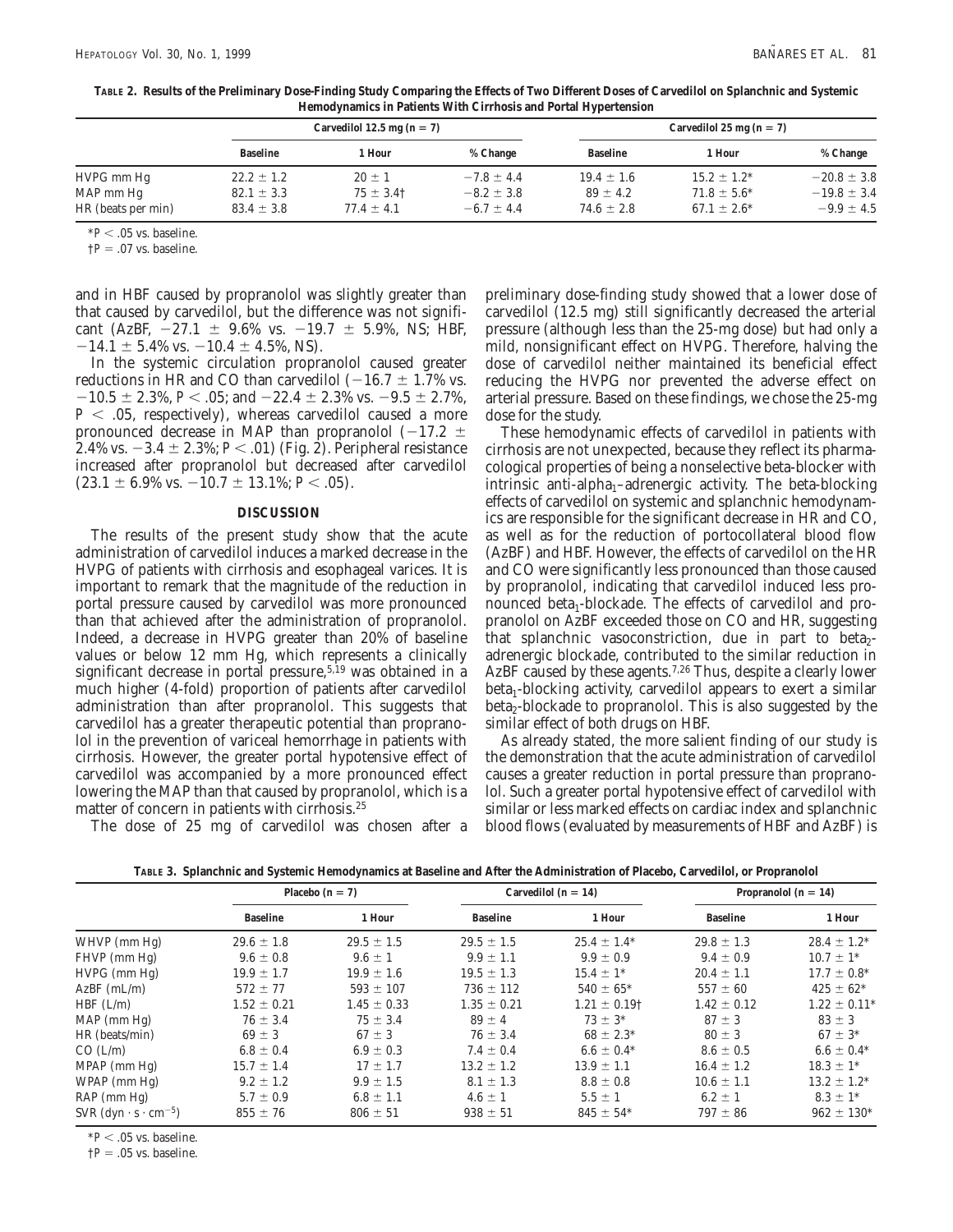**TABLE 2. Results of the Preliminary Dose-Finding Study Comparing the Effects of Two Different Doses of Carvedilol on Splanchnic and Systemic Hemodynamics in Patients With Cirrhosis and Portal Hypertension**

| | Carvedilol 12.5 mg (n = 7) | | | Carvedilol 25 mg (n = 7) | | |
|---|---|---|---|---|---|---|
| | Baseline | 1 Hour | % Change | Baseline | 1 Hour | % Change |
| HVPG mm Hg | 22.2 ± 1.2 | 20 ± 1 | −7.8 ± 4.4 | 19.4 ± 1.6 | 15.2 ± 1.2* | −20.8 ± 3.8 |
| MAP mm Hg | 82.1 ± 3.3 | 75 ± 3.4† | −8.2 ± 3.8 | 89 ± 4.2 | 71.8 ± 5.6* | −19.8 ± 3.4 |
| HR (beats per min) | 83.4 ± 3.8 | 77.4 ± 4.1 | −6.7 ± 4.4 | 74.6 ± 2.8 | 67.1 ± 2.6* | −9.9 ± 4.5 |

*$P < .05$ vs. baseline.

†$P = .07$ vs. baseline.

and in HBF caused by propranolol was slightly greater than that caused by carvedilol, but the difference was not significant (AzBF, −27.1 ± 9.6% vs. −19.7 ± 5.9%, NS; HBF, −14.1 ± 5.4% vs. −10.4 ± 4.5%, NS).

In the systemic circulation propranolol caused greater reductions in HR and CO than carvedilol (−16.7 ± 1.7% vs. −10.5 ± 2.3%, $P < .05$; and −22.4 ± 2.3% vs. −9.5 ± 2.7%, $P < .05$, respectively), whereas carvedilol caused a more pronounced decrease in MAP than propranolol (−17.2 ± 2.4% vs. −3.4 ± 2.3%; $P < .01$) (Fig. 2). Peripheral resistance increased after propranolol but decreased after carvedilol (23.1 ± 6.9% vs. −10.7 ± 13.1%; $P < .05$).

## DISCUSSION

The results of the present study show that the acute administration of carvedilol induces a marked decrease in the HVPG of patients with cirrhosis and esophageal varices. It is important to remark that the magnitude of the reduction in portal pressure caused by carvedilol was more pronounced than that achieved after the administration of propranolol. Indeed, a decrease in HVPG greater than 20% of baseline values or below 12 mm Hg, which represents a clinically significant decrease in portal pressure,[5,19] was obtained in a much higher (4-fold) proportion of patients after carvedilol administration than after propranolol. This suggests that carvedilol has a greater therapeutic potential than propranolol in the prevention of variceal hemorrhage in patients with cirrhosis. However, the greater portal hypotensive effect of carvedilol was accompanied by a more pronounced effect lowering the MAP than that caused by propranolol, which is a matter of concern in patients with cirrhosis.[25]

The dose of 25 mg of carvedilol was chosen after a preliminary dose-finding study showed that a lower dose of carvedilol (12.5 mg) still significantly decreased the arterial pressure (although less than the 25-mg dose) but had only a mild, nonsignificant effect on HVPG. Therefore, halving the dose of carvedilol neither maintained its beneficial effect reducing the HVPG nor prevented the adverse effect on arterial pressure. Based on these findings, we chose the 25-mg dose for the study.

These hemodynamic effects of carvedilol in patients with cirrhosis are not unexpected, because they reflect its pharmacological properties of being a nonselective beta-blocker with intrinsic anti-$alpha_1$–adrenergic activity. The beta-blocking effects of carvedilol on systemic and splanchnic hemodynamics are responsible for the significant decrease in HR and CO, as well as for the reduction of portocollateral blood flow (AzBF) and HBF. However, the effects of carvedilol on the HR and CO were significantly less pronounced than those caused by propranolol, indicating that carvedilol induced less pronounced $beta_1$-blockade. The effects of carvedilol and propranolol on AzBF exceeded those on CO and HR, suggesting that splanchnic vasoconstriction, due in part to $beta_2$-adrenergic blockade, contributed to the similar reduction in AzBF caused by these agents.[7,26] Thus, despite a clearly lower $beta_1$-blocking activity, carvedilol appears to exert a similar $beta_2$-blockade to propranolol. This is also suggested by the similar effect of both drugs on HBF.

As already stated, the more salient finding of our study is the demonstration that the acute administration of carvedilol causes a greater reduction in portal pressure than propranolol. Such a greater portal hypotensive effect of carvedilol with similar or less marked effects on cardiac index and splanchnic blood flows (evaluated by measurements of HBF and AzBF) is

**TABLE 3. Splanchnic and Systemic Hemodynamics at Baseline and After the Administration of Placebo, Carvedilol, or Propranolol**

| | Placebo (n = 7) | | Carvedilol (n = 14) | | Propranolol (n = 14) | |
|---|---|---|---|---|---|---|
| | Baseline | 1 Hour | Baseline | 1 Hour | Baseline | 1 Hour |
| WHVP (mm Hg) | 29.6 ± 1.8 | 29.5 ± 1.5 | 29.5 ± 1.5 | 25.4 ± 1.4* | 29.8 ± 1.3 | 28.4 ± 1.2* |
| FHVP (mm Hg) | 9.6 ± 0.8 | 9.6 ± 1 | 9.9 ± 1.1 | 9.9 ± 0.9 | 9.4 ± 0.9 | 10.7 ± 1* |
| HVPG (mm Hg) | 19.9 ± 1.7 | 19.9 ± 1.6 | 19.5 ± 1.3 | 15.4 ± 1* | 20.4 ± 1.1 | 17.7 ± 0.8* |
| AzBF (mL/m) | 572 ± 77 | 593 ± 107 | 736 ± 112 | 540 ± 65* | 557 ± 60 | 425 ± 62* |
| HBF (L/m) | 1.52 ± 0.21 | 1.45 ± 0.33 | 1.35 ± 0.21 | 1.21 ± 0.19† | 1.42 ± 0.12 | 1.22 ± 0.11* |
| MAP (mm Hg) | 76 ± 3.4 | 75 ± 3.4 | 89 ± 4 | 73 ± 3* | 87 ± 3 | 83 ± 3 |
| HR (beats/min) | 69 ± 3 | 67 ± 3 | 76 ± 3.4 | 68 ± 2.3* | 80 ± 3 | 67 ± 3* |
| CO (L/m) | 6.8 ± 0.4 | 6.9 ± 0.3 | 7.4 ± 0.4 | 6.6 ± 0.4* | 8.6 ± 0.5 | 6.6 ± 0.4* |
| MPAP (mm Hg) | 15.7 ± 1.4 | 17 ± 1.7 | 13.2 ± 1.2 | 13.9 ± 1.1 | 16.4 ± 1.2 | 18.3 ± 1* |
| WPAP (mm Hg) | 9.2 ± 1.2 | 9.9 ± 1.5 | 8.1 ± 1.3 | 8.8 ± 0.8 | 10.6 ± 1.1 | 13.2 ± 1.2* |
| RAP (mm Hg) | 5.7 ± 0.9 | 6.8 ± 1.1 | 4.6 ± 1 | 5.5 ± 1 | 6.2 ± 1 | 8.3 ± 1* |
| SVR ($dyn \cdot s \cdot cm^{-5}$) | 855 ± 76 | 806 ± 51 | 938 ± 51 | 845 ± 54* | 797 ± 86 | 962 ± 130* |

*$P < .05$ vs. baseline.

†$P = .05$ vs. baseline.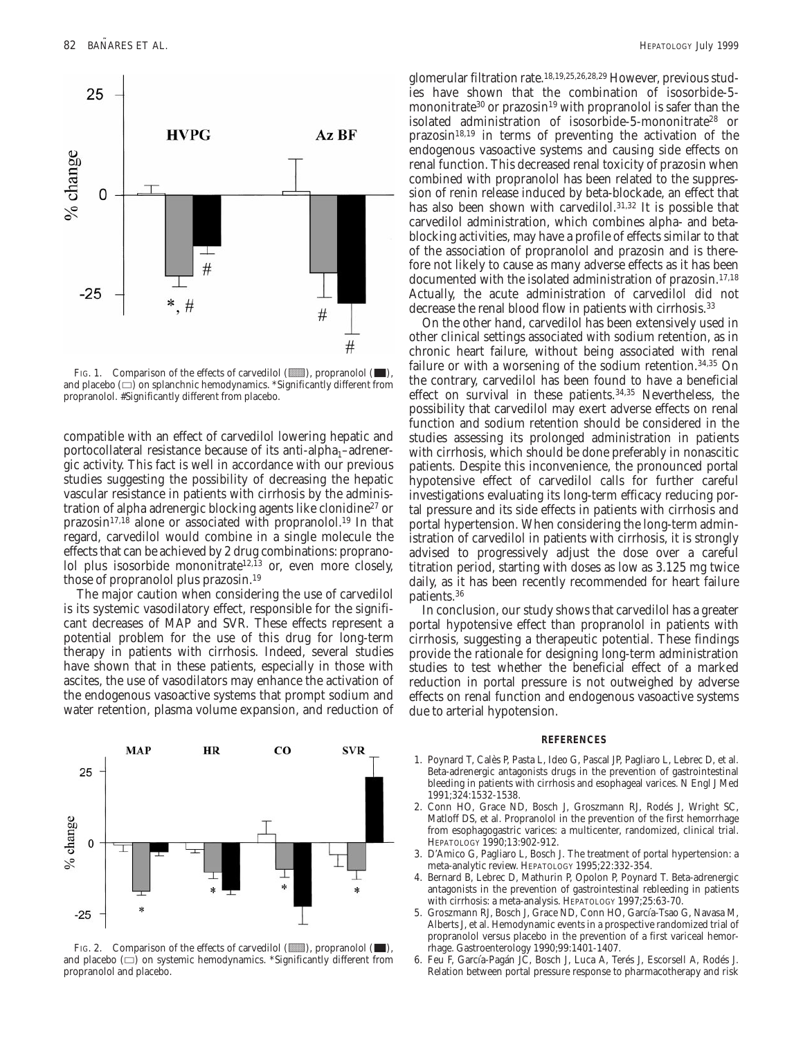FIG. 1. Comparison of the effects of carvedilol (▒), propranolol (■), and placebo (□) on splanchnic hemodynamics. *Significantly different from propranolol. #Significantly different from placebo.

compatible with an effect of carvedilol lowering hepatic and portocollateral resistance because of its anti-alpha$_1$–adrenergic activity. This fact is well in accordance with our previous studies suggesting the possibility of decreasing the hepatic vascular resistance in patients with cirrhosis by the administration of alpha adrenergic blocking agents like clonidine[27] or prazosin[17,18] alone or associated with propranolol.[19] In that regard, carvedilol would combine in a single molecule the effects that can be achieved by 2 drug combinations: propranolol plus isosorbide mononitrate[12,13] or, even more closely, those of propranolol plus prazosin.[19]

The major caution when considering the use of carvedilol is its systemic vasodilatory effect, responsible for the significant decreases of MAP and SVR. These effects represent a potential problem for the use of this drug for long-term therapy in patients with cirrhosis. Indeed, several studies have shown that in these patients, especially in those with ascites, the use of vasodilators may enhance the activation of the endogenous vasoactive systems that prompt sodium and water retention, plasma volume expansion, and reduction of glomerular filtration rate.[18,19,25,26,28,29] However, previous studies have shown that the combination of isosorbide-5-mononitrate[30] or prazosin[19] with propranolol is safer than the isolated administration of isosorbide-5-mononitrate[28] or prazosin[18,19] in terms of preventing the activation of the endogenous vasoactive systems and causing side effects on renal function. This decreased renal toxicity of prazosin when combined with propranolol has been related to the suppression of renin release induced by beta-blockade, an effect that has also been shown with carvedilol.[31,32] It is possible that carvedilol administration, which combines alpha- and beta-blocking activities, may have a profile of effects similar to that of the association of propranolol and prazosin and is therefore not likely to cause as many adverse effects as it has been documented with the isolated administration of prazosin.[17,18] Actually, the acute administration of carvedilol did not decrease the renal blood flow in patients with cirrhosis.[33]

On the other hand, carvedilol has been extensively used in other clinical settings associated with sodium retention, as in chronic heart failure, without being associated with renal failure or with a worsening of the sodium retention.[34,35] On the contrary, carvedilol has been found to have a beneficial effect on survival in these patients.[34,35] Nevertheless, the possibility that carvedilol may exert adverse effects on renal function and sodium retention should be considered in the studies assessing its prolonged administration in patients with cirrhosis, which should be done preferably in nonascitic patients. Despite this inconvenience, the pronounced portal hypotensive effect of carvedilol calls for further careful investigations evaluating its long-term efficacy reducing portal pressure and its side effects in patients with cirrhosis and portal hypertension. When considering the long-term administration of carvedilol in patients with cirrhosis, it is strongly advised to progressively adjust the dose over a careful titration period, starting with doses as low as 3.125 mg twice daily, as it has been recently recommended for heart failure patients.[36]

In conclusion, our study shows that carvedilol has a greater portal hypotensive effect than propranolol in patients with cirrhosis, suggesting a therapeutic potential. These findings provide the rationale for designing long-term administration studies to test whether the beneficial effect of a marked reduction in portal pressure is not outweighed by adverse effects on renal function and endogenous vasoactive systems due to arterial hypotension.

FIG. 2. Comparison of the effects of carvedilol (▒), propranolol (■), and placebo (□) on systemic hemodynamics. *Significantly different from propranolol and placebo.

## REFERENCES

1. Poynard T, Calès P, Pasta L, Ideo G, Pascal JP, Pagliaro L, Lebrec D, et al. Beta-adrenergic antagonists drugs in the prevention of gastrointestinal bleeding in patients with cirrhosis and esophageal varices. N Engl J Med 1991;324:1532-1538.
2. Conn HO, Grace ND, Bosch J, Groszmann RJ, Rodés J, Wright SC, Matloff DS, et al. Propranolol in the prevention of the first hemorrhage from esophagogastric varices: a multicenter, randomized, clinical trial. HEPATOLOGY 1990;13:902-912.
3. D'Amico G, Pagliaro L, Bosch J. The treatment of portal hypertension: a meta-analytic review. HEPATOLOGY 1995;22:332-354.
4. Bernard B, Lebrec D, Mathurin P, Opolon P, Poynard T. Beta-adrenergic antagonists in the prevention of gastrointestinal rebleeding in patients with cirrhosis: a meta-analysis. HEPATOLOGY 1997;25:63-70.
5. Groszmann RJ, Bosch J, Grace ND, Conn HO, García-Tsao G, Navasa M, Alberts J, et al. Hemodynamic events in a prospective randomized trial of propranolol versus placebo in the prevention of a first variceal hemorrhage. Gastroenterology 1990;99:1401-1407.
6. Feu F, García-Pagán JC, Bosch J, Luca A, Terés J, Escorsell A, Rodés J. Relation between portal pressure response to pharmacotherapy and risk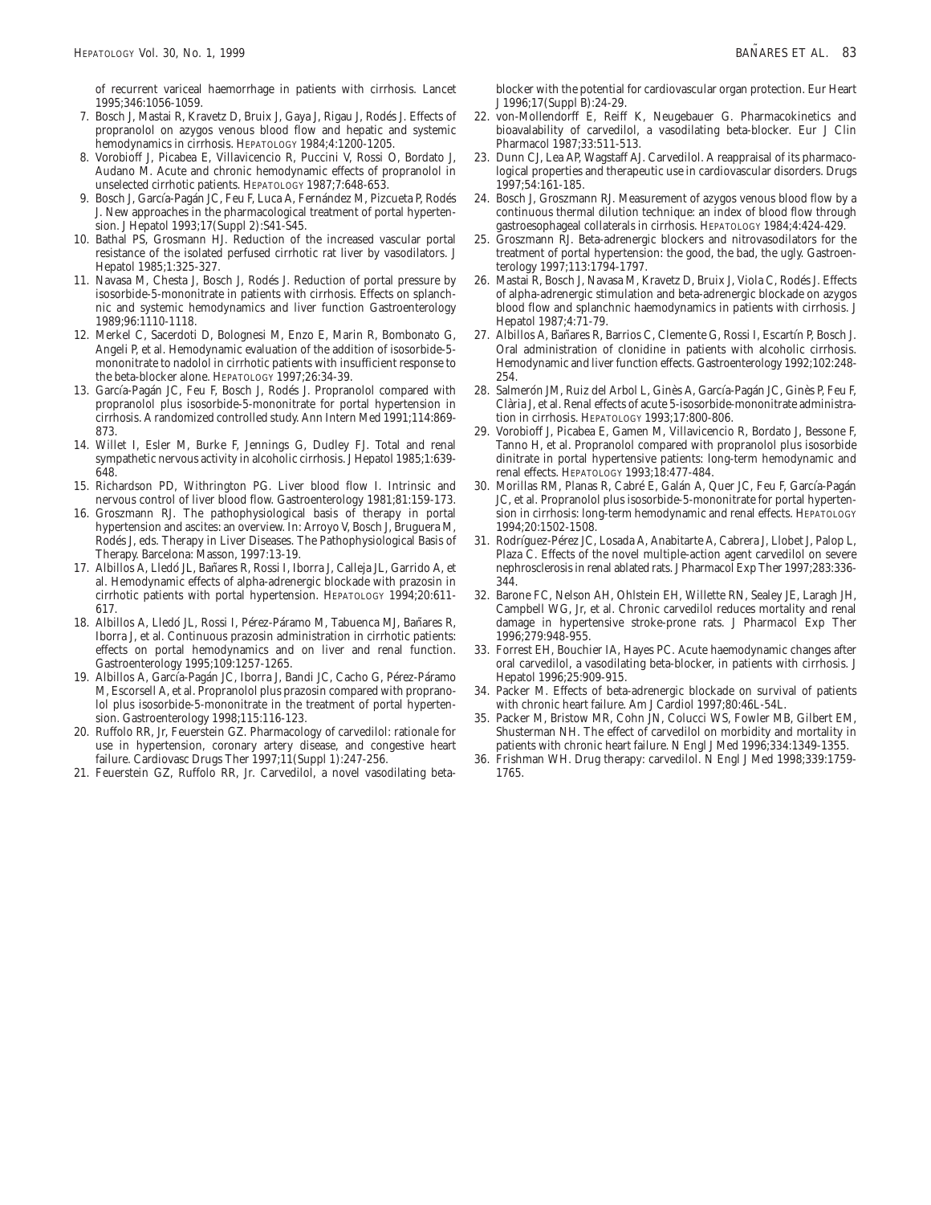of recurrent variceal haemorrhage in patients with cirrhosis. Lancet 1995;346:1056-1059.

7. Bosch J, Mastai R, Kravetz D, Bruix J, Gaya J, Rigau J, Rodés J. Effects of propranolol on azygos venous blood flow and hepatic and systemic hemodynamics in cirrhosis. HEPATOLOGY 1984;4:1200-1205.
8. Vorobioff J, Picabea E, Villavicencio R, Puccini V, Rossi O, Bordato J, Audano M. Acute and chronic hemodynamic effects of propranolol in unselected cirrhotic patients. HEPATOLOGY 1987;7:648-653.
9. Bosch J, García-Pagán JC, Feu F, Luca A, Fernández M, Pizcueta P, Rodés J. New approaches in the pharmacological treatment of portal hypertension. J Hepatol 1993;17(Suppl 2):S41-S45.
10. Bathal PS, Grosmann HJ. Reduction of the increased vascular portal resistance of the isolated perfused cirrhotic rat liver by vasodilators. J Hepatol 1985;1:325-327.
11. Navasa M, Chesta J, Bosch J, Rodés J. Reduction of portal pressure by isosorbide-5-mononitrate in patients with cirrhosis. Effects on splanchnic and systemic hemodynamics and liver function Gastroenterology 1989;96:1110-1118.
12. Merkel C, Sacerdoti D, Bolognesi M, Enzo E, Marin R, Bombonato G, Angeli P, et al. Hemodynamic evaluation of the addition of isosorbide-5-mononitrate to nadolol in cirrhotic patients with insufficient response to the beta-blocker alone. HEPATOLOGY 1997;26:34-39.
13. García-Pagán JC, Feu F, Bosch J, Rodés J. Propranolol compared with propranolol plus isosorbide-5-mononitrate for portal hypertension in cirrhosis. A randomized controlled study. Ann Intern Med 1991;114:869-873.
14. Willet I, Esler M, Burke F, Jennings G, Dudley FJ. Total and renal sympathetic nervous activity in alcoholic cirrhosis. J Hepatol 1985;1:639-648.
15. Richardson PD, Withrington PG. Liver blood flow I. Intrinsic and nervous control of liver blood flow. Gastroenterology 1981;81:159-173.
16. Groszmann RJ. The pathophysiological basis of therapy in portal hypertension and ascites: an overview. In: Arroyo V, Bosch J, Bruguera M, Rodés J, eds. Therapy in Liver Diseases. The Pathophysiological Basis of Therapy. Barcelona: Masson, 1997:13-19.
17. Albillos A, Lledó JL, Bañares R, Rossi I, Iborra J, Calleja JL, Garrido A, et al. Hemodynamic effects of alpha-adrenergic blockade with prazosin in cirrhotic patients with portal hypertension. HEPATOLOGY 1994;20:611-617.
18. Albillos A, Lledó JL, Rossi I, Pérez-Páramo M, Tabuenca MJ, Bañares R, Iborra J, et al. Continuous prazosin administration in cirrhotic patients: effects on portal hemodynamics and on liver and renal function. Gastroenterology 1995;109:1257-1265.
19. Albillos A, García-Pagán JC, Iborra J, Bandi JC, Cacho G, Pérez-Páramo M, Escorsell A, et al. Propranolol plus prazosin compared with propranolol plus isosorbide-5-mononitrate in the treatment of portal hypertension. Gastroenterology 1998;115:116-123.
20. Ruffolo RR, Jr, Feuerstein GZ. Pharmacology of carvedilol: rationale for use in hypertension, coronary artery disease, and congestive heart failure. Cardiovasc Drugs Ther 1997;11(Suppl 1):247-256.
21. Feuerstein GZ, Ruffolo RR, Jr. Carvedilol, a novel vasodilating beta-blocker with the potential for cardiovascular organ protection. Eur Heart J 1996;17(Suppl B):24-29.
22. von-Mollendorff E, Reiff K, Neugebauer G. Pharmacokinetics and bioavalability of carvedilol, a vasodilating beta-blocker. Eur J Clin Pharmacol 1987;33:511-513.
23. Dunn CJ, Lea AP, Wagstaff AJ. Carvedilol. A reappraisal of its pharmacological properties and therapeutic use in cardiovascular disorders. Drugs 1997;54:161-185.
24. Bosch J, Groszmann RJ. Measurement of azygos venous blood flow by a continuous thermal dilution technique: an index of blood flow through gastroesophageal collaterals in cirrhosis. HEPATOLOGY 1984;4:424-429.
25. Groszmann RJ. Beta-adrenergic blockers and nitrovasodilators for the treatment of portal hypertension: the good, the bad, the ugly. Gastroenterology 1997;113:1794-1797.
26. Mastai R, Bosch J, Navasa M, Kravetz D, Bruix J, Viola C, Rodés J. Effects of alpha-adrenergic stimulation and beta-adrenergic blockade on azygos blood flow and splanchnic haemodynamics in patients with cirrhosis. J Hepatol 1987;4:71-79.
27. Albillos A, Bañares R, Barrios C, Clemente G, Rossi I, Escartín P, Bosch J. Oral administration of clonidine in patients with alcoholic cirrhosis. Hemodynamic and liver function effects. Gastroenterology 1992;102:248-254.
28. Salmerón JM, Ruiz del Arbol L, Ginès A, García-Pagán JC, Ginès P, Feu F, Clària J, et al. Renal effects of acute 5-isosorbide-mononitrate administration in cirrhosis. HEPATOLOGY 1993;17:800-806.
29. Vorobioff J, Picabea E, Gamen M, Villavicencio R, Bordato J, Bessone F, Tanno H, et al. Propranolol compared with propranolol plus isosorbide dinitrate in portal hypertensive patients: long-term hemodynamic and renal effects. HEPATOLOGY 1993;18:477-484.
30. Morillas RM, Planas R, Cabré E, Galán A, Quer JC, Feu F, García-Pagán JC, et al. Propranolol plus isosorbide-5-mononitrate for portal hypertension in cirrhosis: long-term hemodynamic and renal effects. HEPATOLOGY 1994;20:1502-1508.
31. Rodríguez-Pérez JC, Losada A, Anabitarte A, Cabrera J, Llobet J, Palop L, Plaza C. Effects of the novel multiple-action agent carvedilol on severe nephrosclerosis in renal ablated rats. J Pharmacol Exp Ther 1997;283:336-344.
32. Barone FC, Nelson AH, Ohlstein EH, Willette RN, Sealey JE, Laragh JH, Campbell WG, Jr, et al. Chronic carvedilol reduces mortality and renal damage in hypertensive stroke-prone rats. J Pharmacol Exp Ther 1996;279:948-955.
33. Forrest EH, Bouchier IA, Hayes PC. Acute haemodynamic changes after oral carvedilol, a vasodilating beta-blocker, in patients with cirrhosis. J Hepatol 1996;25:909-915.
34. Packer M. Effects of beta-adrenergic blockade on survival of patients with chronic heart failure. Am J Cardiol 1997;80:46L-54L.
35. Packer M, Bristow MR, Cohn JN, Colucci WS, Fowler MB, Gilbert EM, Shusterman NH. The effect of carvedilol on morbidity and mortality in patients with chronic heart failure. N Engl J Med 1996;334:1349-1355.
36. Frishman WH. Drug therapy: carvedilol. N Engl J Med 1998;339:1759-1765.